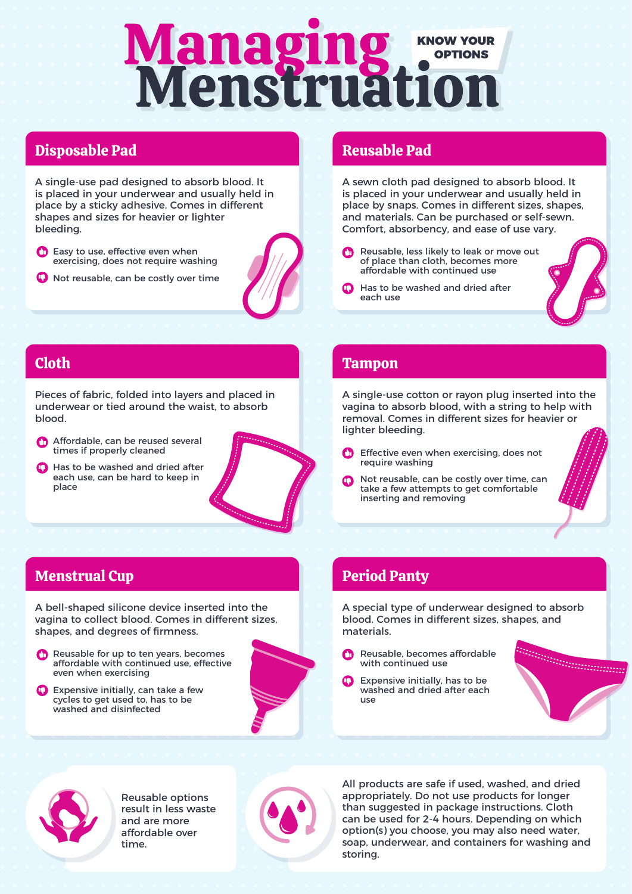# Managing Menstruation

KNOW YOUR OPTIONS

## Disposable Pad

A single-use pad designed to absorb blood. It is placed in your underwear and usually held in place by a sticky adhesive. Comes in different shapes and sizes for heavier or lighter bleeding.

- 👍 Easy to use, effective even when exercising, does not require washing
- 👎 Not reusable, can be costly over time

## Reusable Pad

A sewn cloth pad designed to absorb blood. It is placed in your underwear and usually held in place by snaps. Comes in different sizes, shapes, and materials. Can be purchased or self-sewn. Comfort, absorbency, and ease of use vary.

- 👍 Reusable, less likely to leak or move out of place than cloth, becomes more affordable with continued use
- 👎 Has to be washed and dried after each use

## Cloth

Pieces of fabric, folded into layers and placed in underwear or tied around the waist, to absorb blood.

- 👍 Affordable, can be reused several times if properly cleaned
- 👎 Has to be washed and dried after each use, can be hard to keep in place

## Tampon

A single-use cotton or rayon plug inserted into the vagina to absorb blood, with a string to help with removal. Comes in different sizes for heavier or lighter bleeding.

- 👍 Effective even when exercising, does not require washing
- 👎 Not reusable, can be costly over time, can take a few attempts to get comfortable inserting and removing

## Menstrual Cup

A bell-shaped silicone device inserted into the vagina to collect blood. Comes in different sizes, shapes, and degrees of firmness.

- 👍 Reusable for up to ten years, becomes affordable with continued use, effective even when exercising
- 👎 Expensive initially, can take a few cycles to get used to, has to be washed and disinfected

## Period Panty

A special type of underwear designed to absorb blood. Comes in different sizes, shapes, and materials.

- 👍 Reusable, becomes affordable with continued use
- 👎 Expensive initially, has to be washed and dried after each use

Reusable options result in less waste and are more affordable over time.

All products are safe if used, washed, and dried appropriately. Do not use products for longer than suggested in package instructions. Cloth can be used for 2-4 hours. Depending on which option(s) you choose, you may also need water, soap, underwear, and containers for washing and storing.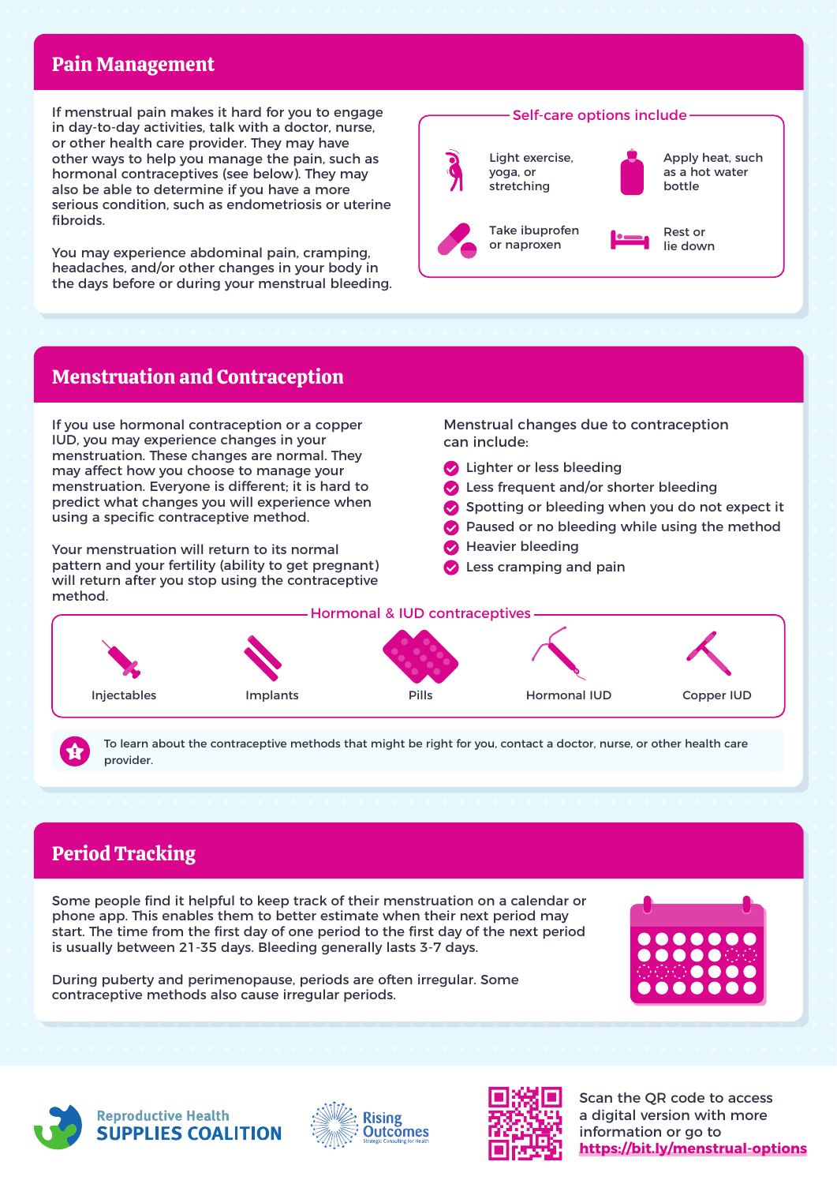## Pain Management

If menstrual pain makes it hard for you to engage in day-to-day activities, talk with a doctor, nurse, or other health care provider. They may have other ways to help you manage the pain, such as hormonal contraceptives (see below). They may also be able to determine if you have a more serious condition, such as endometriosis or uterine fibroids.

You may experience abdominal pain, cramping, headaches, and/or other changes in your body in the days before or during your menstrual bleeding.

**Self-care options include**

- Light exercise, yoga, or stretching
- Apply heat, such as a hot water bottle
- Take ibuprofen or naproxen
- Rest or lie down

## Menstruation and Contraception

If you use hormonal contraception or a copper IUD, you may experience changes in your menstruation. These changes are normal. They may affect how you choose to manage your menstruation. Everyone is different; it is hard to predict what changes you will experience when using a specific contraceptive method.

Your menstruation will return to its normal pattern and your fertility (ability to get pregnant) will return after you stop using the contraceptive method.

Menstrual changes due to contraception can include:

- Lighter or less bleeding
- Less frequent and/or shorter bleeding
- Spotting or bleeding when you do not expect it
- Paused or no bleeding while using the method
- Heavier bleeding
- Less cramping and pain

**Hormonal & IUD contraceptives**

- Injectables
- Implants
- Pills
- Hormonal IUD
- Copper IUD

To learn about the contraceptive methods that might be right for you, contact a doctor, nurse, or other health care provider.

## Period Tracking

Some people find it helpful to keep track of their menstruation on a calendar or phone app. This enables them to better estimate when their next period may start. The time from the first day of one period to the first day of the next period is usually between 21-35 days. Bleeding generally lasts 3-7 days.

During puberty and perimenopause, periods are often irregular. Some contraceptive methods also cause irregular periods.

Reproductive Health SUPPLIES COALITION

Rising Outcomes Strategic Consulting for Health

Scan the QR code to access a digital version with more information or go to https://bit.ly/menstrual-options